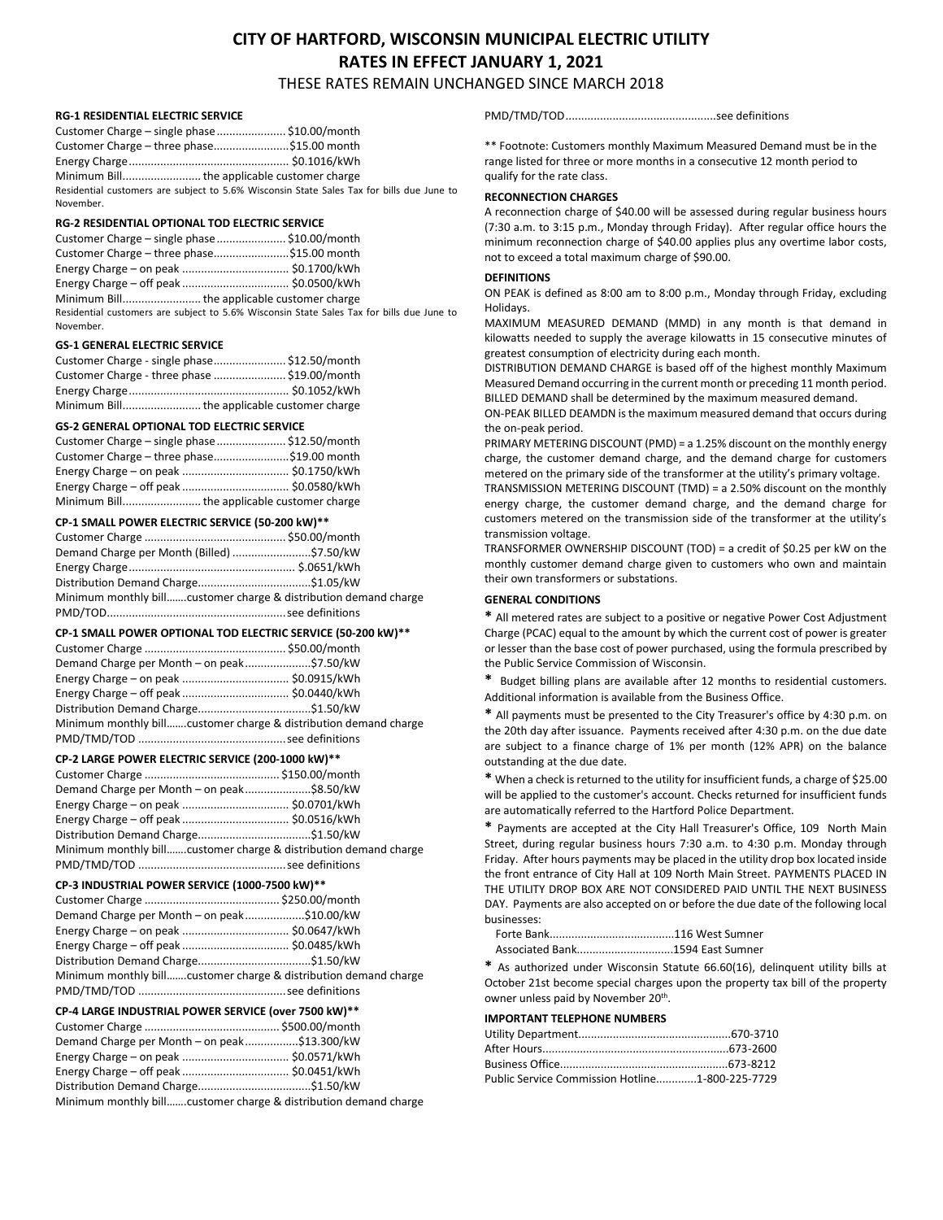# CITY OF HARTFORD, WISCONSIN MUNICIPAL ELECTRIC UTILITY
# RATES IN EFFECT JANUARY 1, 2021

THESE RATES REMAIN UNCHANGED SINCE MARCH 2018

### RG-1 RESIDENTIAL ELECTRIC SERVICE

Customer Charge – single phase ...................... $10.00/month
Customer Charge – three phase........................$15.00 month
Energy Charge................................................. $0.1016/kWh
Minimum Bill......................... the applicable customer charge

Residential customers are subject to 5.6% Wisconsin State Sales Tax for bills due June to November.

### RG-2 RESIDENTIAL OPTIONAL TOD ELECTRIC SERVICE

Customer Charge – single phase ...................... $10.00/month
Customer Charge – three phase........................$15.00 month
Energy Charge – on peak ................................. $0.1700/kWh
Energy Charge – off peak ................................. $0.0500/kWh
Minimum Bill......................... the applicable customer charge

Residential customers are subject to 5.6% Wisconsin State Sales Tax for bills due June to November.

### GS-1 GENERAL ELECTRIC SERVICE

Customer Charge - single phase....................... $12.50/month
Customer Charge - three phase ....................... $19.00/month
Energy Charge................................................. $0.1052/kWh
Minimum Bill......................... the applicable customer charge

### GS-2 GENERAL OPTIONAL TOD ELECTRIC SERVICE

Customer Charge – single phase ...................... $12.50/month
Customer Charge – three phase........................$19.00 month
Energy Charge – on peak ................................. $0.1750/kWh
Energy Charge – off peak ................................. $0.0580/kWh
Minimum Bill......................... the applicable customer charge

### CP-1 SMALL POWER ELECTRIC SERVICE (50-200 kW)**

Customer Charge ............................................ $50.00/month
Demand Charge per Month (Billed) .........................$7.50/kW
Energy Charge.................................................... $.0651/kWh
Distribution Demand Charge...................................$1.05/kW
Minimum monthly bill.......customer charge & distribution demand charge
PMD/TOD........................................................see definitions

### CP-1 SMALL POWER OPTIONAL TOD ELECTRIC SERVICE (50-200 kW)**

Customer Charge ............................................ $50.00/month
Demand Charge per Month – on peak....................$7.50/kW
Energy Charge – on peak ................................. $0.0915/kWh
Energy Charge – off peak ................................. $0.0440/kWh
Distribution Demand Charge...................................$1.50/kW
Minimum monthly bill.......customer charge & distribution demand charge
PMD/TMD/TOD ..............................................see definitions

### CP-2 LARGE POWER ELECTRIC SERVICE (200-1000 kW)**

Customer Charge .......................................... $150.00/month
Demand Charge per Month – on peak....................$8.50/kW
Energy Charge – on peak ................................. $0.0701/kWh
Energy Charge – off peak ................................. $0.0516/kWh
Distribution Demand Charge...................................$1.50/kW
Minimum monthly bill.......customer charge & distribution demand charge
PMD/TMD/TOD ..............................................see definitions

### CP-3 INDUSTRIAL POWER SERVICE (1000-7500 kW)**

Customer Charge .......................................... $250.00/month
Demand Charge per Month – on peak...................$10.00/kW
Energy Charge – on peak ................................. $0.0647/kWh
Energy Charge – off peak ................................. $0.0485/kWh
Distribution Demand Charge...................................$1.50/kW
Minimum monthly bill.......customer charge & distribution demand charge
PMD/TMD/TOD ..............................................see definitions

### CP-4 LARGE INDUSTRIAL POWER SERVICE (over 7500 kW)**

Customer Charge .......................................... $500.00/month
Demand Charge per Month – on peak................$13.300/kW
Energy Charge – on peak ................................. $0.0571/kWh
Energy Charge – off peak ................................. $0.0451/kWh
Distribution Demand Charge...................................$1.50/kW
Minimum monthly bill.......customer charge & distribution demand charge
PMD/TMD/TOD...............................................see definitions

** Footnote: Customers monthly Maximum Measured Demand must be in the range listed for three or more months in a consecutive 12 month period to qualify for the rate class.

### RECONNECTION CHARGES

A reconnection charge of $40.00 will be assessed during regular business hours (7:30 a.m. to 3:15 p.m., Monday through Friday). After regular office hours the minimum reconnection charge of $40.00 applies plus any overtime labor costs, not to exceed a total maximum charge of $90.00.

### DEFINITIONS

ON PEAK is defined as 8:00 am to 8:00 p.m., Monday through Friday, excluding Holidays.

MAXIMUM MEASURED DEMAND (MMD) in any month is that demand in kilowatts needed to supply the average kilowatts in 15 consecutive minutes of greatest consumption of electricity during each month.

DISTRIBUTION DEMAND CHARGE is based off of the highest monthly Maximum Measured Demand occurring in the current month or preceding 11 month period.

BILLED DEMAND shall be determined by the maximum measured demand.

ON-PEAK BILLED DEAMDN is the maximum measured demand that occurs during the on-peak period.

PRIMARY METERING DISCOUNT (PMD) = a 1.25% discount on the monthly energy charge, the customer demand charge, and the demand charge for customers metered on the primary side of the transformer at the utility's primary voltage.

TRANSMISSION METERING DISCOUNT (TMD) = a 2.50% discount on the monthly energy charge, the customer demand charge, and the demand charge for customers metered on the transmission side of the transformer at the utility's transmission voltage.

TRANSFORMER OWNERSHIP DISCOUNT (TOD) = a credit of $0.25 per kW on the monthly customer demand charge given to customers who own and maintain their own transformers or substations.

### GENERAL CONDITIONS

* All metered rates are subject to a positive or negative Power Cost Adjustment Charge (PCAC) equal to the amount by which the current cost of power is greater or lesser than the base cost of power purchased, using the formula prescribed by the Public Service Commission of Wisconsin.

* Budget billing plans are available after 12 months to residential customers. Additional information is available from the Business Office.

* All payments must be presented to the City Treasurer's office by 4:30 p.m. on the 20th day after issuance. Payments received after 4:30 p.m. on the due date are subject to a finance charge of 1% per month (12% APR) on the balance outstanding at the due date.

* When a check is returned to the utility for insufficient funds, a charge of $25.00 will be applied to the customer's account. Checks returned for insufficient funds are automatically referred to the Hartford Police Department.

* Payments are accepted at the City Hall Treasurer's Office, 109 North Main Street, during regular business hours 7:30 a.m. to 4:30 p.m. Monday through Friday. After hours payments may be placed in the utility drop box located inside the front entrance of City Hall at 109 North Main Street. PAYMENTS PLACED IN THE UTILITY DROP BOX ARE NOT CONSIDERED PAID UNTIL THE NEXT BUSINESS DAY. Payments are also accepted on or before the due date of the following local businesses:

Forte Bank........................................116 West Sumner
Associated Bank...............................1594 East Sumner

* As authorized under Wisconsin Statute 66.60(16), delinquent utility bills at October 21st become special charges upon the property tax bill of the property owner unless paid by November 20th.

### IMPORTANT TELEPHONE NUMBERS

Utility Department................................................670-3710
After Hours..........................................................673-2600
Business Office.....................................................673-8212
Public Service Commission Hotline............1-800-225-7729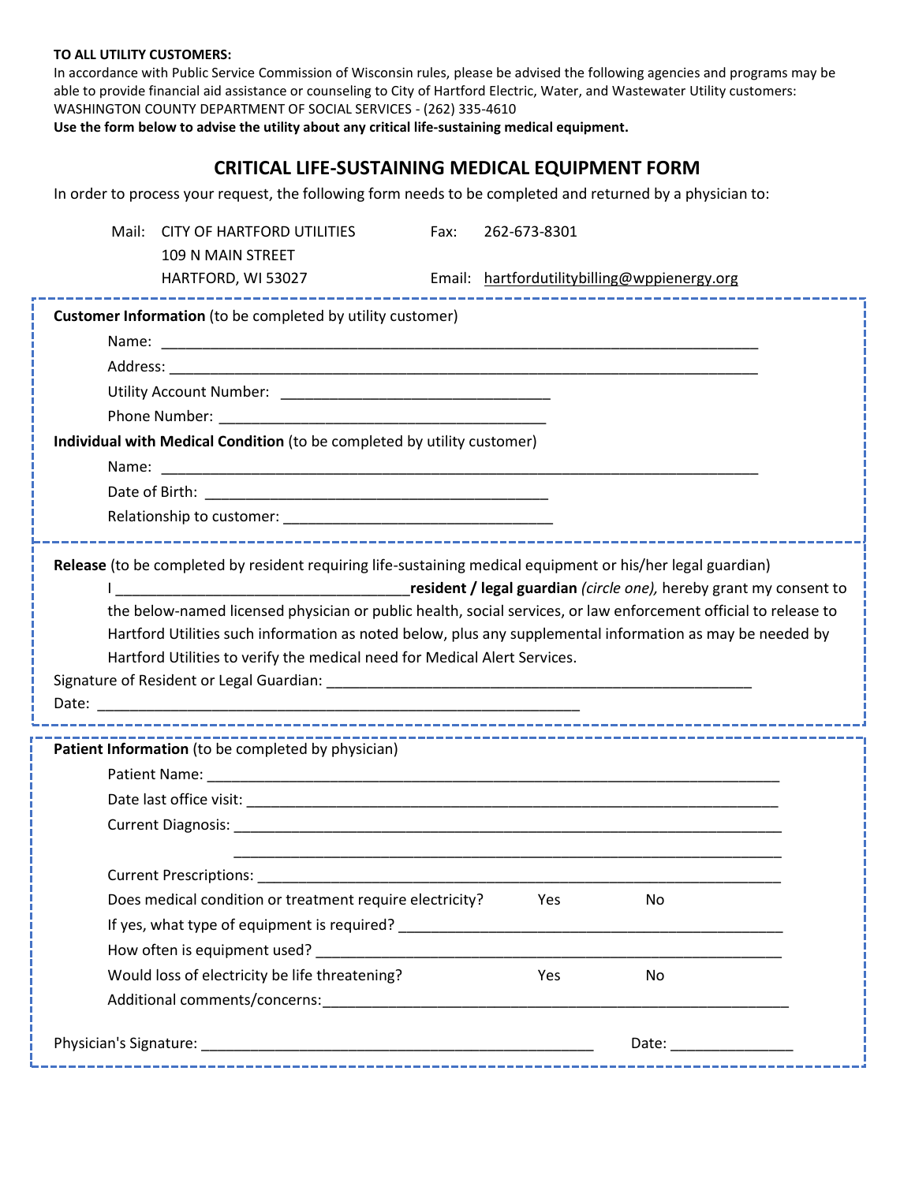**TO ALL UTILITY CUSTOMERS:**

In accordance with Public Service Commission of Wisconsin rules, please be advised the following agencies and programs may be able to provide financial aid assistance or counseling to City of Hartford Electric, Water, and Wastewater Utility customers:
WASHINGTON COUNTY DEPARTMENT OF SOCIAL SERVICES - (262) 335-4610

**Use the form below to advise the utility about any critical life-sustaining medical equipment.**

## CRITICAL LIFE-SUSTAINING MEDICAL EQUIPMENT FORM

In order to process your request, the following form needs to be completed and returned by a physician to:

Mail: CITY OF HARTFORD UTILITIES
109 N MAIN STREET
HARTFORD, WI 53027

Fax: 262-673-8301

Email: hartfordutilitybilling@wppienergy.org

**Customer Information** (to be completed by utility customer)

Name: ____________________________________________

Address: ____________________________________________

Utility Account Number: ______________________________

Phone Number: ______________________________________

**Individual with Medical Condition** (to be completed by utility customer)

Name: ____________________________________________

Date of Birth: ______________________________________

Relationship to customer: ______________________________

**Release** (to be completed by resident requiring life-sustaining medical equipment or his/her legal guardian)

I ________________________________**resident / legal guardian** *(circle one),* hereby grant my consent to the below-named licensed physician or public health, social services, or law enforcement official to release to Hartford Utilities such information as noted below, plus any supplemental information as may be needed by Hartford Utilities to verify the medical need for Medical Alert Services.

Signature of Resident or Legal Guardian: ______________________________

Date: ____________________________________________

**Patient Information** (to be completed by physician)

Patient Name: ______________________________________

Date last office visit: ______________________________

Current Diagnosis: __________________________________

__________________________________

Current Prescriptions: ______________________________

Does medical condition or treatment require electricity? Yes No

If yes, what type of equipment is required? ______________________________

How often is equipment used? ______________________________

Would loss of electricity be life threatening? Yes No

Additional comments/concerns: ______________________________

Physician's Signature: ______________________________ Date: ______________